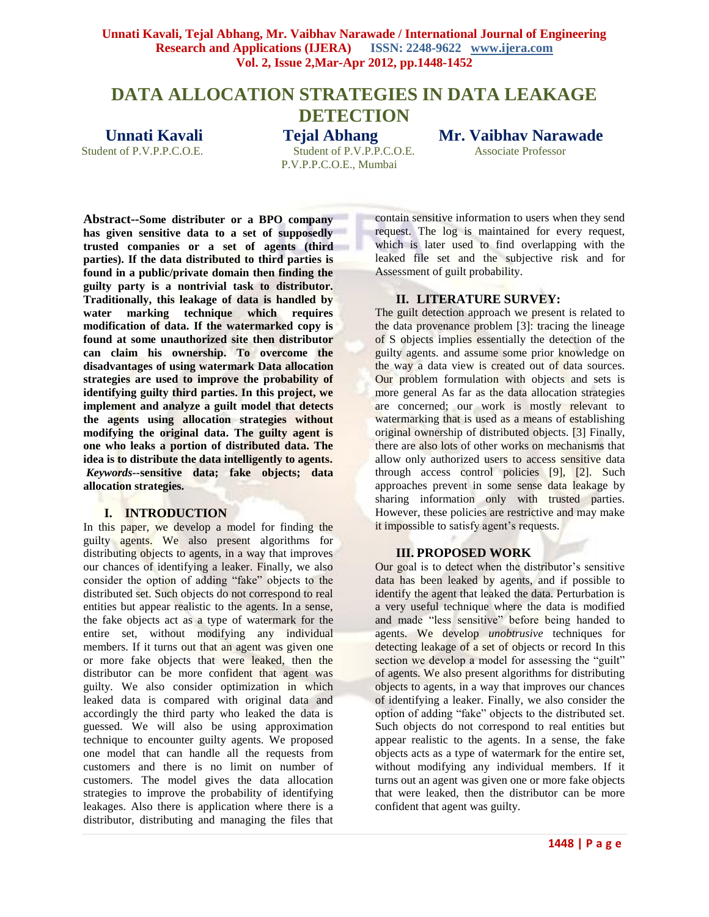# DATA ALLOCATION STRATEGIES IN DATA LEAKAGE DETECTION

**Unnati Kavali** — Student of P.V.P.P.C.O.E.

**Tejal Abhang** — Student of P.V.P.P.C.O.E.

**Mr. Vaibhav Narawade** — Associate Professor

P.V.P.P.C.O.E., Mumbai

**Abstract--Some distributer or a BPO company has given sensitive data to a set of supposedly trusted companies or a set of agents (third parties). If the data distributed to third parties is found in a public/private domain then finding the guilty party is a nontrivial task to distributor. Traditionally, this leakage of data is handled by water marking technique which requires modification of data. If the watermarked copy is found at some unauthorized site then distributor can claim his ownership. To overcome the disadvantages of using watermark Data allocation strategies are used to improve the probability of identifying guilty third parties. In this project, we implement and analyze a guilt model that detects the agents using allocation strategies without modifying the original data. The guilty agent is one who leaks a portion of distributed data. The idea is to distribute the data intelligently to agents.**

***Keywords*--sensitive data; fake objects; data allocation strategies.**

## I. INTRODUCTION

In this paper, we develop a model for finding the guilty agents. We also present algorithms for distributing objects to agents, in a way that improves our chances of identifying a leaker. Finally, we also consider the option of adding "fake" objects to the distributed set. Such objects do not correspond to real entities but appear realistic to the agents. In a sense, the fake objects act as a type of watermark for the entire set, without modifying any individual members. If it turns out that an agent was given one or more fake objects that were leaked, then the distributor can be more confident that agent was guilty. We also consider optimization in which leaked data is compared with original data and accordingly the third party who leaked the data is guessed. We will also be using approximation technique to encounter guilty agents. We proposed one model that can handle all the requests from customers and there is no limit on number of customers. The model gives the data allocation strategies to improve the probability of identifying leakages. Also there is application where there is a distributor, distributing and managing the files that contain sensitive information to users when they send request. The log is maintained for every request, which is later used to find overlapping with the leaked file set and the subjective risk and for Assessment of guilt probability.

## II. LITERATURE SURVEY:

The guilt detection approach we present is related to the data provenance problem [3]: tracing the lineage of S objects implies essentially the detection of the guilty agents. and assume some prior knowledge on the way a data view is created out of data sources. Our problem formulation with objects and sets is more general As far as the data allocation strategies are concerned; our work is mostly relevant to watermarking that is used as a means of establishing original ownership of distributed objects. [3] Finally, there are also lots of other works on mechanisms that allow only authorized users to access sensitive data through access control policies [9], [2]. Such approaches prevent in some sense data leakage by sharing information only with trusted parties. However, these policies are restrictive and may make it impossible to satisfy agent's requests.

## III. PROPOSED WORK

Our goal is to detect when the distributor's sensitive data has been leaked by agents, and if possible to identify the agent that leaked the data. Perturbation is a very useful technique where the data is modified and made "less sensitive" before being handed to agents. We develop *unobtrusive* techniques for detecting leakage of a set of objects or record In this section we develop a model for assessing the "guilt" of agents. We also present algorithms for distributing objects to agents, in a way that improves our chances of identifying a leaker. Finally, we also consider the option of adding "fake" objects to the distributed set. Such objects do not correspond to real entities but appear realistic to the agents. In a sense, the fake objects acts as a type of watermark for the entire set, without modifying any individual members. If it turns out an agent was given one or more fake objects that were leaked, then the distributor can be more confident that agent was guilty.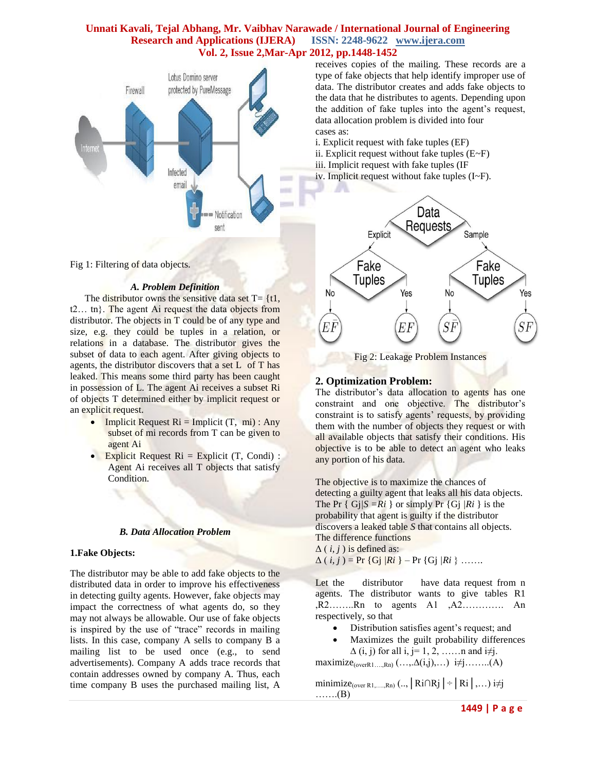Fig 1: Filtering of data objects.

### A. Problem Definition

The distributor owns the sensitive data set T= {t1, t2… tn}. The agent Ai request the data objects from distributor. The objects in T could be of any type and size, e.g. they could be tuples in a relation, or relations in a database. The distributor gives the subset of data to each agent. After giving objects to agents, the distributor discovers that a set L of T has leaked. This means some third party has been caught in possession of L. The agent Ai receives a subset Ri of objects T determined either by implicit request or an explicit request.

- Implicit Request Ri = Implicit (T, mi) : Any subset of mi records from T can be given to agent Ai
- Explicit Request Ri = Explicit (T, Condi) : Agent Ai receives all T objects that satisfy Condition.

### B. Data Allocation Problem

**1.Fake Objects:**

The distributor may be able to add fake objects to the distributed data in order to improve his effectiveness in detecting guilty agents. However, fake objects may impact the correctness of what agents do, so they may not always be allowable. Our use of fake objects is inspired by the use of "trace" records in mailing lists. In this case, company A sells to company B a mailing list to be used once (e.g., to send advertisements). Company A adds trace records that contain addresses owned by company A. Thus, each time company B uses the purchased mailing list, A receives copies of the mailing. These records are a type of fake objects that help identify improper use of data. The distributor creates and adds fake objects to the data that he distributes to agents. Depending upon the addition of fake tuples into the agent's request, data allocation problem is divided into four cases as:

i. Explicit request with fake tuples (EF)
ii. Explicit request without fake tuples (E~F)
iii. Implicit request with fake tuples (IF
iv. Implicit request without fake tuples (I~F).

Fig 2: Leakage Problem Instances

**2. Optimization Problem:**

The distributor's data allocation to agents has one constraint and one objective. The distributor's constraint is to satisfy agents' requests, by providing them with the number of objects they request or with all available objects that satisfy their conditions. His objective is to be able to detect an agent who leaks any portion of his data.

The objective is to maximize the chances of detecting a guilty agent that leaks all his data objects. The Pr { Gj|$S = Ri$ } or simply Pr {Gj |$Ri$ } is the probability that agent is guilty if the distributor discovers a leaked table $S$ that contains all objects. The difference functions

$\Delta(i, j)$ is defined as:

$\Delta(i, j)$ = Pr {Gj |$Ri$ } – Pr {Gj |$Ri$ } …….

Let the distributor have data request from n agents. The distributor wants to give tables R1 ,R2……..Rn to agents A1 ,A2…………. An respectively, so that

- Distribution satisfies agent's request; and
- Maximizes the guilt probability differences $\Delta$ (i, j) for all i, j= 1, 2, ……n and i≠j.

$\text{maximize}_{(\text{over}R_1\ldots,R_n)}\ (\ldots,\Delta(i,j),\ldots)\quad i\neq j$……..(A)

$\text{minimize}_{(\text{over } R_1,\ldots,R_n)}\ (\ldots,|R_i \cap R_j| \div |R_i|,\ldots)\quad i\neq j$ …….(B)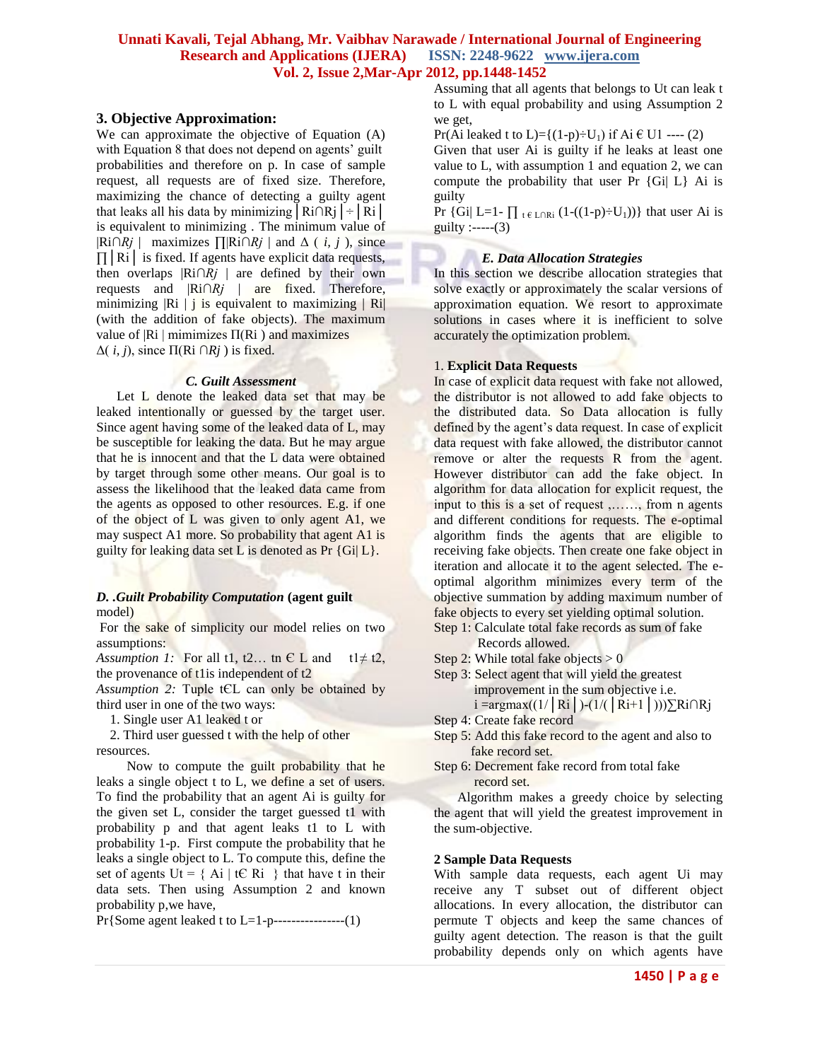## 3. Objective Approximation:

We can approximate the objective of Equation (A) with Equation 8 that does not depend on agents' guilt probabilities and therefore on p. In case of sample request, all requests are of fixed size. Therefore, maximizing the chance of detecting a guilty agent that leaks all his data by minimizing $|Ri \cap Rj| \div |Ri|$ is equivalent to minimizing . The minimum value of $|Ri \cap Rj|$ maximizes $\prod |Ri \cap Rj|$ and $\Delta(i, j)$, since $\prod |Ri|$ is fixed. If agents have explicit data requests, then overlaps $|Ri \cap Rj|$ are defined by their own requests and $|Ri \cap Rj|$ are fixed. Therefore, minimizing $|Ri|$ j is equivalent to maximizing $|Ri|$ (with the addition of fake objects). The maximum value of $|Ri|$ mimimizes $\Pi(Ri)$ and maximizes $\Delta(i, j)$, since $\Pi(Ri \cap Rj)$ is fixed.

### *C. Guilt Assessment*

Let L denote the leaked data set that may be leaked intentionally or guessed by the target user. Since agent having some of the leaked data of L, may be susceptible for leaking the data. But he may argue that he is innocent and that the L data were obtained by target through some other means. Our goal is to assess the likelihood that the leaked data came from the agents as opposed to other resources. E.g. if one of the object of L was given to only agent A1, we may suspect A1 more. So probability that agent A1 is guilty for leaking data set L is denoted as Pr {Gi| L}.

### *D. .Guilt Probability Computation* (agent guilt model)

For the sake of simplicity our model relies on two assumptions:

*Assumption 1:* For all t1, t2… tn $\in$ L and $t1 \neq t2$, the provenance of t1is independent of t2

*Assumption 2:* Tuple t$\in$L can only be obtained by third user in one of the two ways:

1. Single user A1 leaked t or
2. Third user guessed t with the help of other resources.

Now to compute the guilt probability that he leaks a single object t to L, we define a set of users. To find the probability that an agent Ai is guilty for the given set L, consider the target guessed t1 with probability p and that agent leaks t1 to L with probability 1-p. First compute the probability that he leaks a single object to L. To compute this, define the set of agents Ut = { Ai | t$\in$ Ri } that have t in their data sets. Then using Assumption 2 and known probability p,we have,

Pr{Some agent leaked t to L=1-p----------------(1)

Assuming that all agents that belongs to Ut can leak t to L with equal probability and using Assumption 2 we get,

Pr(Ai leaked t to L)={$(1-p) \div U_1$} if Ai $\in$ U1 ---- (2)

Given that user Ai is guilty if he leaks at least one value to L, with assumption 1 and equation 2, we can compute the probability that user Pr {Gi| L} Ai is guilty

Pr {Gi| L=1- $\prod_{t \in L \cap Ri} (1-((1-p) \div U_1))$} that user Ai is guilty :-----(3)

### *E. Data Allocation Strategies*

In this section we describe allocation strategies that solve exactly or approximately the scalar versions of approximation equation. We resort to approximate solutions in cases where it is inefficient to solve accurately the optimization problem.

1. **Explicit Data Requests**

In case of explicit data request with fake not allowed, the distributor is not allowed to add fake objects to the distributed data. So Data allocation is fully defined by the agent's data request. In case of explicit data request with fake allowed, the distributor cannot remove or alter the requests R from the agent. However distributor can add the fake object. In algorithm for data allocation for explicit request, the input to this is a set of request ,……, from n agents and different conditions for requests. The e-optimal algorithm finds the agents that are eligible to receiving fake objects. Then create one fake object in iteration and allocate it to the agent selected. The e-optimal algorithm minimizes every term of the objective summation by adding maximum number of fake objects to every set yielding optimal solution.

Step 1: Calculate total fake records as sum of fake Records allowed.

Step 2: While total fake objects > 0

Step 3: Select agent that will yield the greatest improvement in the sum objective i.e.
$i = \text{argmax}((1/|Ri|)-(1/(|Ri+1|)))\sum Ri \cap Rj$

Step 4: Create fake record

Step 5: Add this fake record to the agent and also to fake record set.

Step 6: Decrement fake record from total fake record set.

Algorithm makes a greedy choice by selecting the agent that will yield the greatest improvement in the sum-objective.

**2 Sample Data Requests**

With sample data requests, each agent Ui may receive any T subset out of different object allocations. In every allocation, the distributor can permute T objects and keep the same chances of guilty agent detection. The reason is that the guilt probability depends only on which agents have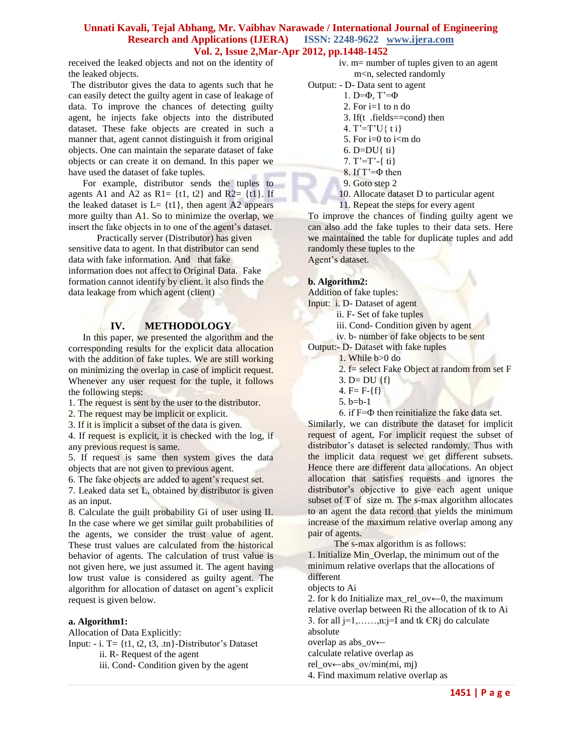received the leaked objects and not on the identity of the leaked objects.

The distributor gives the data to agents such that he can easily detect the guilty agent in case of leakage of data. To improve the chances of detecting guilty agent, he injects fake objects into the distributed dataset. These fake objects are created in such a manner that, agent cannot distinguish it from original objects. One can maintain the separate dataset of fake objects or can create it on demand. In this paper we have used the dataset of fake tuples.

For example, distributor sends the tuples to agents A1 and A2 as R1= {t1, t2} and R2= {t1}. If the leaked dataset is L= {t1}, then agent A2 appears more guilty than A1. So to minimize the overlap, we insert the fake objects in to one of the agent's dataset.

Practically server (Distributor) has given sensitive data to agent. In that distributor can send data with fake information. And that fake information does not affect to Original Data. Fake formation cannot identify by client. it also finds the data leakage from which agent (client)

## IV. METHODOLOGY

In this paper, we presented the algorithm and the corresponding results for the explicit data allocation with the addition of fake tuples. We are still working on minimizing the overlap in case of implicit request. Whenever any user request for the tuple, it follows the following steps:

1. The request is sent by the user to the distributor.
2. The request may be implicit or explicit.
3. If it is implicit a subset of the data is given.
4. If request is explicit, it is checked with the log, if any previous request is same.
5. If request is same then system gives the data objects that are not given to previous agent.
6. The fake objects are added to agent's request set.
7. Leaked data set L, obtained by distributor is given as an input.
8. Calculate the guilt probability Gi of user using II.

In the case where we get similar guilt probabilities of the agents, we consider the trust value of agent. These trust values are calculated from the historical behavior of agents. The calculation of trust value is not given here, we just assumed it. The agent having low trust value is considered as guilty agent. The algorithm for allocation of dataset on agent's explicit request is given below.

### a. Algorithm1:

Allocation of Data Explicitly:

Input: - i. T= {t1, t2, t3, .tn}-Distributor's Dataset
ii. R- Request of the agent
iii. Cond- Condition given by the agent
iv. m= number of tuples given to an agent m<n, selected randomly

Output: - D- Data sent to agent

1. D=Φ, T'=Φ
2. For i=1 to n do
3. If(t .fields==cond) then
4. T'=T'U{ t i}
5. For i=0 to i<m do
6. D=DU{ ti}
7. T'=T'-{ ti}
8. If T'=Φ then
9. Goto step 2
10. Allocate dataset D to particular agent
11. Repeat the steps for every agent

To improve the chances of finding guilty agent we can also add the fake tuples to their data sets. Here we maintained the table for duplicate tuples and add randomly these tuples to the Agent's dataset.

### b. Algorithm2:

Addition of fake tuples:

Input: i. D- Dataset of agent
ii. F- Set of fake tuples
iii. Cond- Condition given by agent
iv. b- number of fake objects to be sent

Output:- D- Dataset with fake tuples

1. While b>0 do
2. f= select Fake Object at random from set F
3. D= DU {f}
4. F= F-{f}
5. b=b-1
6. if F=Φ then reinitialize the fake data set.

Similarly, we can distribute the dataset for implicit request of agent. For implicit request the subset of distributor's dataset is selected randomly. Thus with the implicit data request we get different subsets. Hence there are different data allocations. An object allocation that satisfies requests and ignores the distributor's objective to give each agent unique subset of T of size m. The s-max algorithm allocates to an agent the data record that yields the minimum increase of the maximum relative overlap among any pair of agents.

The s-max algorithm is as follows:

1. Initialize Min_Overlap, the minimum out of the minimum relative overlaps that the allocations of different objects to Ai
2. for k do Initialize max_rel_ov←0, the maximum relative overlap between Ri the allocation of tk to Ai
3. for all j=1,……,n:j=I and tk ЄRj do calculate absolute overlap as abs_ov← calculate relative overlap as rel_ov←abs_ov/min(mi, mj)
4. Find maximum relative overlap as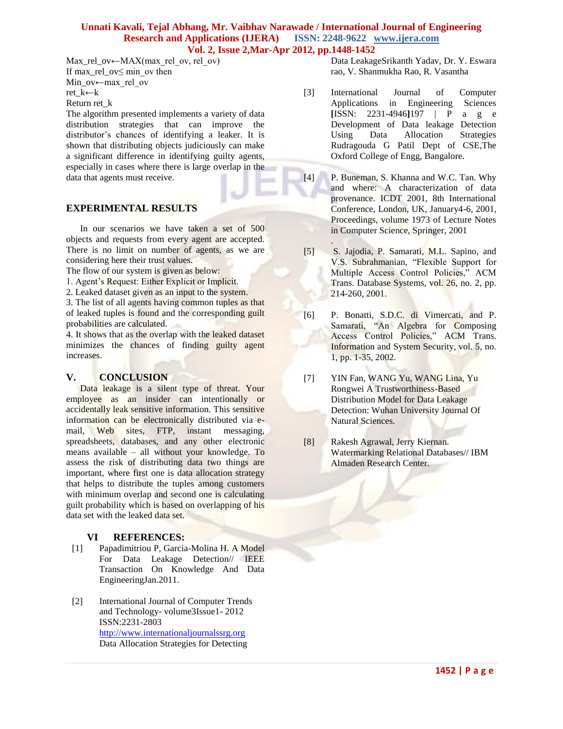Max_rel_ov←MAX(max_rel_ov, rel_ov)
If max_rel_ov≤ min_ov then
Min_ov←max_rel_ov
ret_k←k
Return ret_k

The algorithm presented implements a variety of data distribution strategies that can improve the distributor's chances of identifying a leaker. It is shown that distributing objects judiciously can make a significant difference in identifying guilty agents, especially in cases where there is large overlap in the data that agents must receive.

## EXPERIMENTAL RESULTS

In our scenarios we have taken a set of 500 objects and requests from every agent are accepted. There is no limit on number of agents, as we are considering here their trust values.

The flow of our system is given as below:

1. Agent's Request: Either Explicit or Implicit.
2. Leaked dataset given as an input to the system.
3. The list of all agents having common tuples as that of leaked tuples is found and the corresponding guilt probabilities are calculated.
4. It shows that as the overlap with the leaked dataset minimizes the chances of finding guilty agent increases.

## V. CONCLUSION

Data leakage is a silent type of threat. Your employee as an insider can intentionally or accidentally leak sensitive information. This sensitive information can be electronically distributed via e-mail, Web sites, FTP, instant messaging, spreadsheets, databases, and any other electronic means available – all without your knowledge. To assess the risk of distributing data two things are important, where first one is data allocation strategy that helps to distribute the tuples among customers with minimum overlap and second one is calculating guilt probability which is based on overlapping of his data set with the leaked data set.

## VI REFERENCES:

[1] Papadimitriou P, Garcia-Molina H. A Model For Data Leakage Detection// IEEE Transaction On Knowledge And Data EngineeringJan.2011.

[2] International Journal of Computer Trends and Technology- volume3Issue1- 2012 ISSN:2231-2803 http://www.internationaljournalssrg.org Data Allocation Strategies for Detecting Data LeakageSrikanth Yadav, Dr. Y. Eswara rao, V. Shanmukha Rao, R. Vasantha

[3] International Journal of Computer Applications in Engineering Sciences [ISSN: 2231-4946]197 | P a g e Development of Data leakage Detection Using Data Allocation Strategies Rudragouda G Patil Dept of CSE,The Oxford College of Engg, Bangalore.

[4] P. Buneman, S. Khanna and W.C. Tan. Why and where: A characterization of data provenance. ICDT 2001, 8th International Conference, London, UK, January4-6, 2001, Proceedings, volume 1973 of Lecture Notes in Computer Science, Springer, 2001
.

[5] S. Jajodia, P. Samarati, M.L. Sapino, and V.S. Subrahmanian, "Flexible Support for Multiple Access Control Policies," ACM Trans. Database Systems, vol. 26, no. 2, pp. 214-260, 2001.

[6] P. Bonatti, S.D.C. di Vimercati, and P. Samarati, "An Algebra for Composing Access Control Policies," ACM Trans. Information and System Security, vol. 5, no. 1, pp. 1-35, 2002.

[7] YIN Fan, WANG Yu, WANG Lina, Yu Rongwei A Trustworthiness-Based Distribution Model for Data Leakage Detection: Wuhan University Journal Of Natural Sciences.

[8] Rakesh Agrawal, Jerry Kiernan. Watermarking Relational Databases// IBM Almaden Research Center.